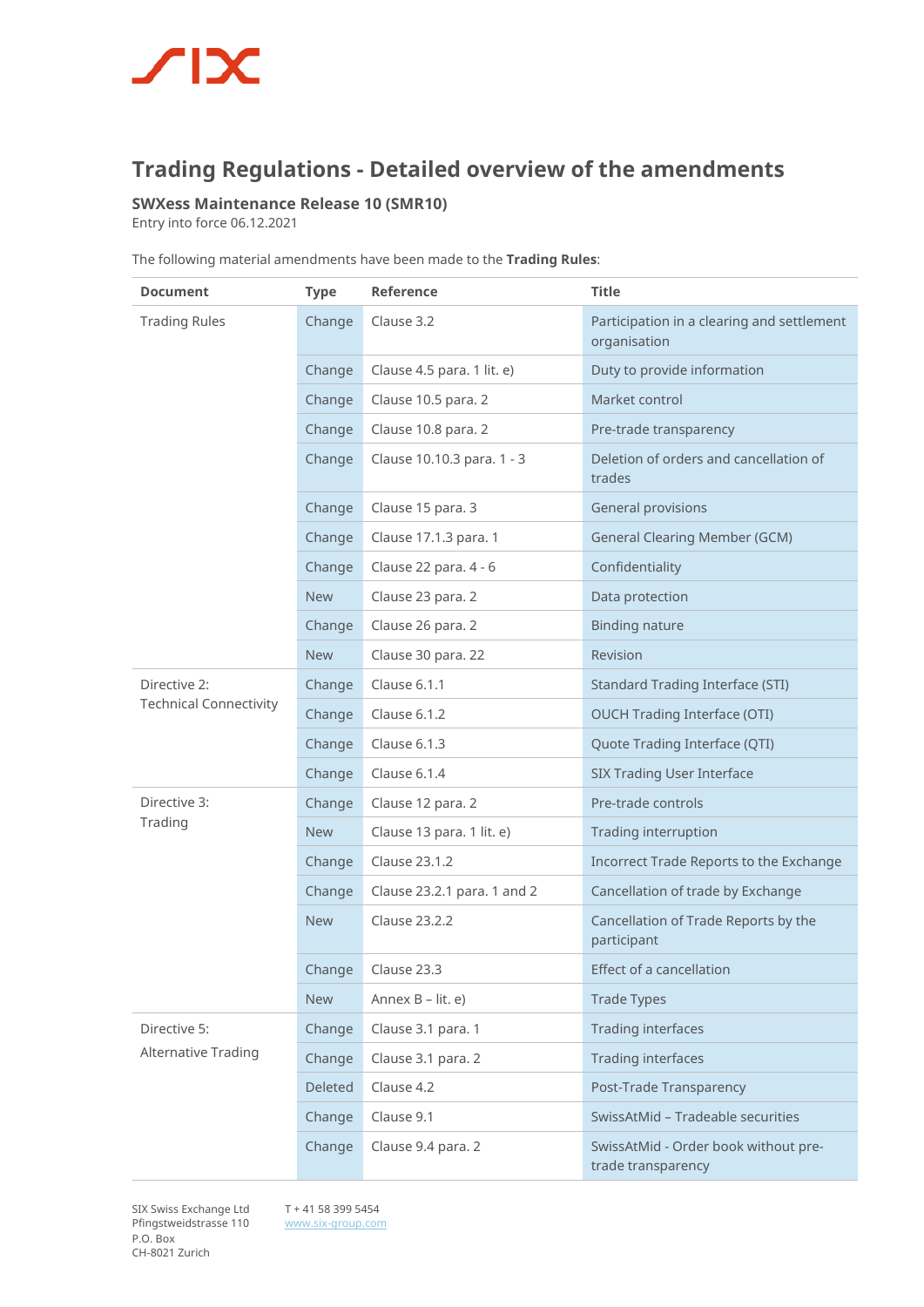# Trading Regulations - Detailed overview of the amendments

**SWXess Maintenance Release 10 (SMR10)**
Entry into force 06.12.2021

The following material amendments have been made to the **Trading Rules**:

| Document | Type | Reference | Title |
|---|---|---|---|
| Trading Rules | Change | Clause 3.2 | Participation in a clearing and settlement organisation |
| | Change | Clause 4.5 para. 1 lit. e) | Duty to provide information |
| | Change | Clause 10.5 para. 2 | Market control |
| | Change | Clause 10.8 para. 2 | Pre-trade transparency |
| | Change | Clause 10.10.3 para. 1 - 3 | Deletion of orders and cancellation of trades |
| | Change | Clause 15 para. 3 | General provisions |
| | Change | Clause 17.1.3 para. 1 | General Clearing Member (GCM) |
| | Change | Clause 22 para. 4 - 6 | Confidentiality |
| | New | Clause 23 para. 2 | Data protection |
| | Change | Clause 26 para. 2 | Binding nature |
| | New | Clause 30 para. 22 | Revision |
| Directive 2: Technical Connectivity | Change | Clause 6.1.1 | Standard Trading Interface (STI) |
| | Change | Clause 6.1.2 | OUCH Trading Interface (OTI) |
| | Change | Clause 6.1.3 | Quote Trading Interface (QTI) |
| | Change | Clause 6.1.4 | SIX Trading User Interface |
| Directive 3: Trading | Change | Clause 12 para. 2 | Pre-trade controls |
| | New | Clause 13 para. 1 lit. e) | Trading interruption |
| | Change | Clause 23.1.2 | Incorrect Trade Reports to the Exchange |
| | Change | Clause 23.2.1 para. 1 and 2 | Cancellation of trade by Exchange |
| | New | Clause 23.2.2 | Cancellation of Trade Reports by the participant |
| | Change | Clause 23.3 | Effect of a cancellation |
| | New | Annex B – lit. e) | Trade Types |
| Directive 5: Alternative Trading | Change | Clause 3.1 para. 1 | Trading interfaces |
| | Change | Clause 3.1 para. 2 | Trading interfaces |
| | Deleted | Clause 4.2 | Post-Trade Transparency |
| | Change | Clause 9.1 | SwissAtMid – Tradeable securities |
| | Change | Clause 9.4 para. 2 | SwissAtMid - Order book without pre-trade transparency |

SIX Swiss Exchange Ltd
Pfingstweidstrasse 110
P.O. Box
CH-8021 Zurich

T + 41 58 399 5454
www.six-group.com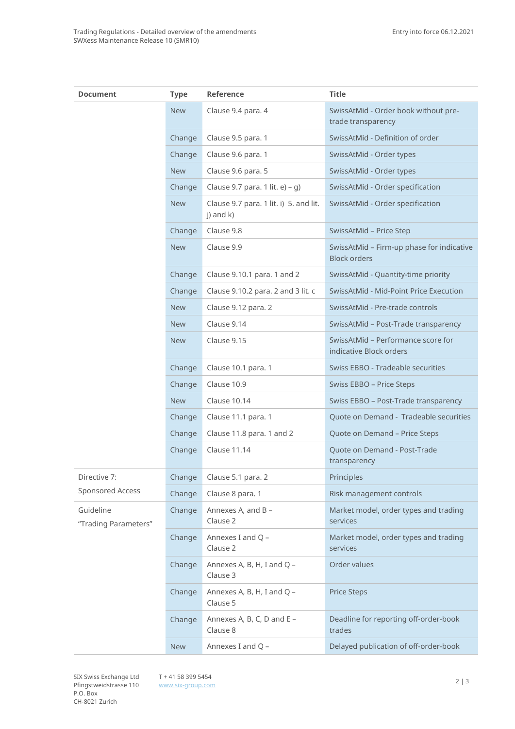| Document | Type | Reference | Title |
|---|---|---|---|
| | New | Clause 9.4 para. 4 | SwissAtMid - Order book without pre-trade transparency |
| | Change | Clause 9.5 para. 1 | SwissAtMid - Definition of order |
| | Change | Clause 9.6 para. 1 | SwissAtMid - Order types |
| | New | Clause 9.6 para. 5 | SwissAtMid - Order types |
| | Change | Clause 9.7 para. 1 lit. e) – g) | SwissAtMid - Order specification |
| | New | Clause 9.7 para. 1 lit. i) 5. and lit. j) and k) | SwissAtMid - Order specification |
| | Change | Clause 9.8 | SwissAtMid – Price Step |
| | New | Clause 9.9 | SwissAtMid – Firm-up phase for indicative Block orders |
| | Change | Clause 9.10.1 para. 1 and 2 | SwissAtMid - Quantity-time priority |
| | Change | Clause 9.10.2 para. 2 and 3 lit. c | SwissAtMid - Mid-Point Price Execution |
| | New | Clause 9.12 para. 2 | SwissAtMid - Pre-trade controls |
| | New | Clause 9.14 | SwissAtMid – Post-Trade transparency |
| | New | Clause 9.15 | SwissAtMid – Performance score for indicative Block orders |
| | Change | Clause 10.1 para. 1 | Swiss EBBO - Tradeable securities |
| | Change | Clause 10.9 | Swiss EBBO – Price Steps |
| | New | Clause 10.14 | Swiss EBBO – Post-Trade transparency |
| | Change | Clause 11.1 para. 1 | Quote on Demand - Tradeable securities |
| | Change | Clause 11.8 para. 1 and 2 | Quote on Demand – Price Steps |
| | Change | Clause 11.14 | Quote on Demand - Post-Trade transparency |
| Directive 7: Sponsored Access | Change | Clause 5.1 para. 2 | Principles |
| | Change | Clause 8 para. 1 | Risk management controls |
| Guideline "Trading Parameters" | Change | Annexes A, and B – Clause 2 | Market model, order types and trading services |
| | Change | Annexes I and Q – Clause 2 | Market model, order types and trading services |
| | Change | Annexes A, B, H, I and Q – Clause 3 | Order values |
| | Change | Annexes A, B, H, I and Q – Clause 5 | Price Steps |
| | Change | Annexes A, B, C, D and E – Clause 8 | Deadline for reporting off-order-book trades |
| | New | Annexes I and Q – | Delayed publication of off-order-book |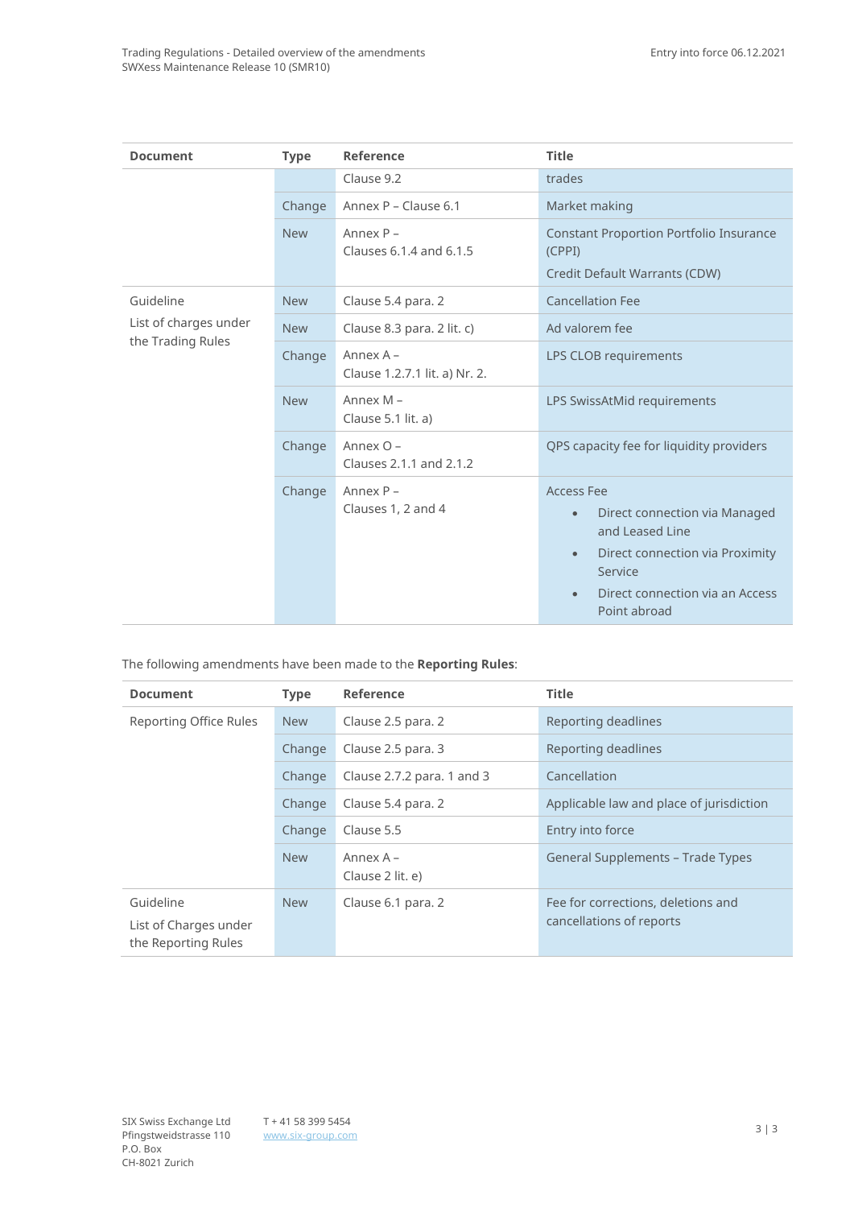| Document | Type | Reference | Title |
|---|---|---|---|
| | | Clause 9.2 | trades |
| | Change | Annex P – Clause 6.1 | Market making |
| | New | Annex P – Clauses 6.1.4 and 6.1.5 | Constant Proportion Portfolio Insurance (CPPI)<br>Credit Default Warrants (CDW) |
| Guideline<br>List of charges under the Trading Rules | New | Clause 5.4 para. 2 | Cancellation Fee |
| | New | Clause 8.3 para. 2 lit. c) | Ad valorem fee |
| | Change | Annex A – Clause 1.2.7.1 lit. a) Nr. 2. | LPS CLOB requirements |
| | New | Annex M – Clause 5.1 lit. a) | LPS SwissAtMid requirements |
| | Change | Annex O – Clauses 2.1.1 and 2.1.2 | QPS capacity fee for liquidity providers |
| | Change | Annex P – Clauses 1, 2 and 4 | Access Fee<br>• Direct connection via Managed and Leased Line<br>• Direct connection via Proximity Service<br>• Direct connection via an Access Point abroad |

The following amendments have been made to the **Reporting Rules**:

| Document | Type | Reference | Title |
|---|---|---|---|
| Reporting Office Rules | New | Clause 2.5 para. 2 | Reporting deadlines |
| | Change | Clause 2.5 para. 3 | Reporting deadlines |
| | Change | Clause 2.7.2 para. 1 and 3 | Cancellation |
| | Change | Clause 5.4 para. 2 | Applicable law and place of jurisdiction |
| | Change | Clause 5.5 | Entry into force |
| | New | Annex A – Clause 2 lit. e) | General Supplements – Trade Types |
| Guideline<br>List of Charges under the Reporting Rules | New | Clause 6.1 para. 2 | Fee for corrections, deletions and cancellations of reports |